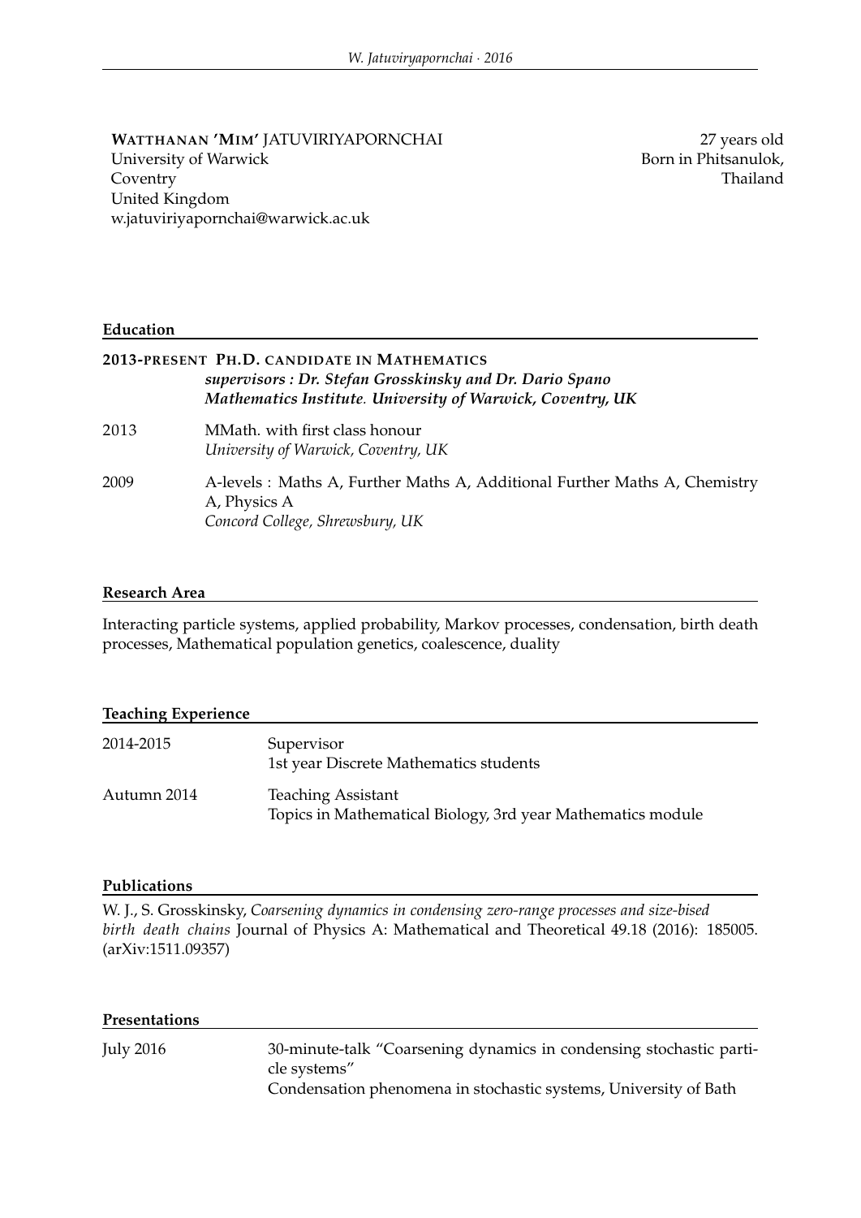**WATTHANAN 'MIM' JATUVIRIYAPORNCHAI**
University of Warwick
Coventry
United Kingdom
w.jatuviriyapornchai@warwick.ac.uk

27 years old
Born in Phitsanulok,
Thailand

## Education

**2013-PRESENT PH.D. CANDIDATE IN MATHEMATICS**
***supervisors : Dr. Stefan Grosskinsky and Dr. Dario Spano***
***Mathematics Institute. University of Warwick, Coventry, UK***

2013 MMath. with first class honour
*University of Warwick, Coventry, UK*

2009 A-levels : Maths A, Further Maths A, Additional Further Maths A, Chemistry A, Physics A
*Concord College, Shrewsbury, UK*

## Research Area

Interacting particle systems, applied probability, Markov processes, condensation, birth death processes, Mathematical population genetics, coalescence, duality

## Teaching Experience

2014-2015 Supervisor
1st year Discrete Mathematics students

Autumn 2014 Teaching Assistant
Topics in Mathematical Biology, 3rd year Mathematics module

## Publications

W. J., S. Grosskinsky, *Coarsening dynamics in condensing zero-range processes and size-bised birth death chains* Journal of Physics A: Mathematical and Theoretical 49.18 (2016): 185005. (arXiv:1511.09357)

## Presentations

July 2016 30-minute-talk "Coarsening dynamics in condensing stochastic particle systems"
Condensation phenomena in stochastic systems, University of Bath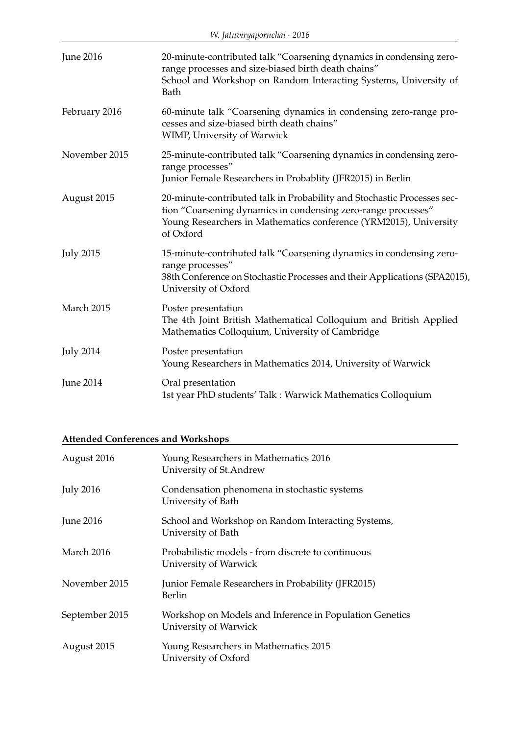| | |
|---|---|
| June 2016 | 20-minute-contributed talk “Coarsening dynamics in condensing zero-range processes and size-biased birth death chains”<br>School and Workshop on Random Interacting Systems, University of Bath |
| February 2016 | 60-minute talk “Coarsening dynamics in condensing zero-range processes and size-biased birth death chains”<br>WIMP, University of Warwick |
| November 2015 | 25-minute-contributed talk “Coarsening dynamics in condensing zero-range processes”<br>Junior Female Researchers in Probablity (JFR2015) in Berlin |
| August 2015 | 20-minute-contributed talk in Probability and Stochastic Processes section “Coarsening dynamics in condensing zero-range processes”<br>Young Researchers in Mathematics conference (YRM2015), University of Oxford |
| July 2015 | 15-minute-contributed talk “Coarsening dynamics in condensing zero-range processes”<br>38th Conference on Stochastic Processes and their Applications (SPA2015), University of Oxford |
| March 2015 | Poster presentation<br>The 4th Joint British Mathematical Colloquium and British Applied Mathematics Colloquium, University of Cambridge |
| July 2014 | Poster presentation<br>Young Researchers in Mathematics 2014, University of Warwick |
| June 2014 | Oral presentation<br>1st year PhD students’ Talk : Warwick Mathematics Colloquium |

**Attended Conferences and Workshops**

| | |
|---|---|
| August 2016 | Young Researchers in Mathematics 2016<br>University of St.Andrew |
| July 2016 | Condensation phenomena in stochastic systems<br>University of Bath |
| June 2016 | School and Workshop on Random Interacting Systems,<br>University of Bath |
| March 2016 | Probabilistic models - from discrete to continuous<br>University of Warwick |
| November 2015 | Junior Female Researchers in Probability (JFR2015)<br>Berlin |
| September 2015 | Workshop on Models and Inference in Population Genetics<br>University of Warwick |
| August 2015 | Young Researchers in Mathematics 2015<br>University of Oxford |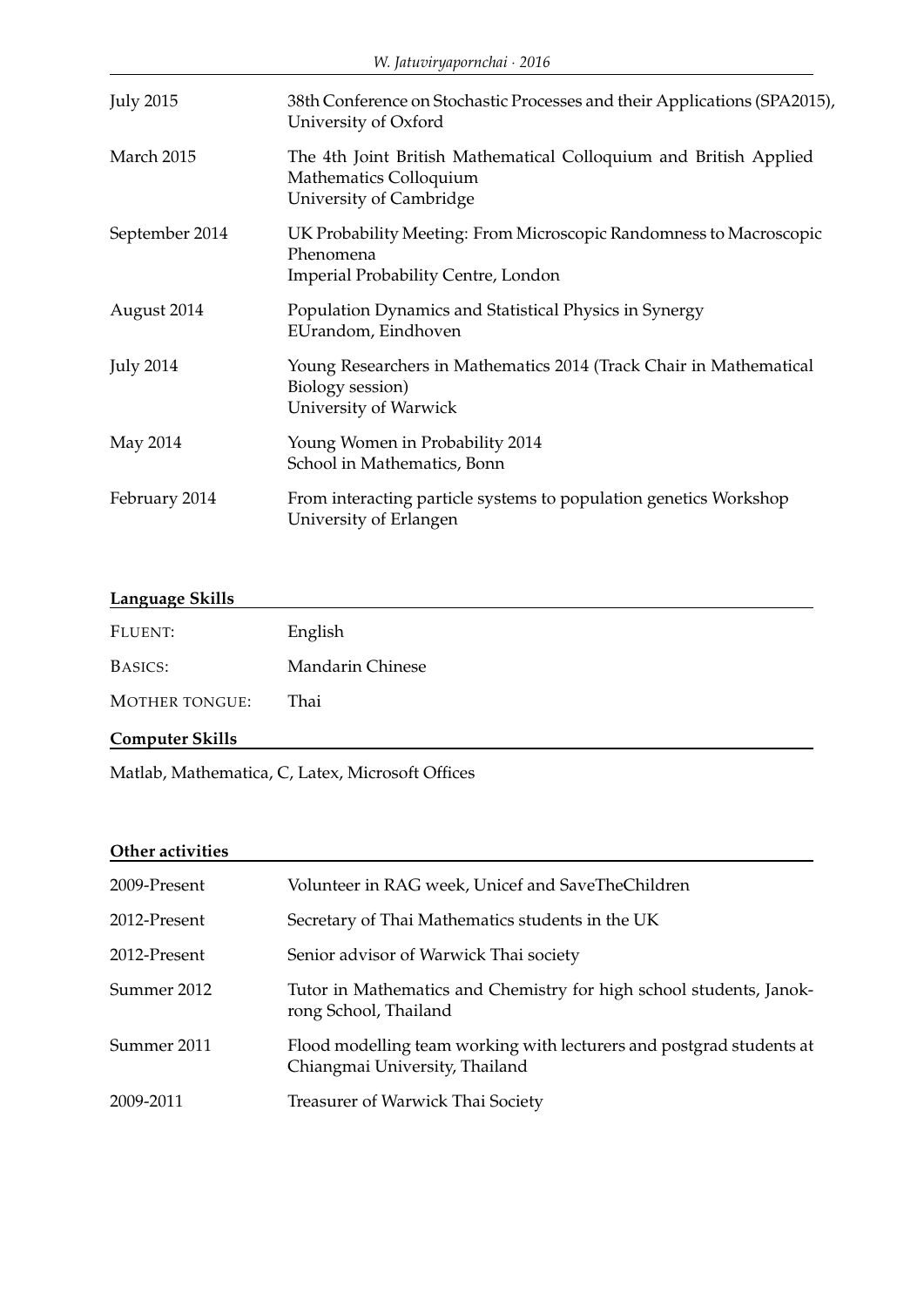| | |
|---|---|
| July 2015 | 38th Conference on Stochastic Processes and their Applications (SPA2015), University of Oxford |
| March 2015 | The 4th Joint British Mathematical Colloquium and British Applied Mathematics Colloquium<br>University of Cambridge |
| September 2014 | UK Probability Meeting: From Microscopic Randomness to Macroscopic Phenomena<br>Imperial Probability Centre, London |
| August 2014 | Population Dynamics and Statistical Physics in Synergy<br>EUrandom, Eindhoven |
| July 2014 | Young Researchers in Mathematics 2014 (Track Chair in Mathematical Biology session)<br>University of Warwick |
| May 2014 | Young Women in Probability 2014<br>School in Mathematics, Bonn |
| February 2014 | From interacting particle systems to population genetics Workshop<br>University of Erlangen |

## Language Skills

| | |
|---|---|
| FLUENT: | English |
| BASICS: | Mandarin Chinese |
| MOTHER TONGUE: | Thai |

## Computer Skills

Matlab, Mathematica, C, Latex, Microsoft Offices

## Other activities

| | |
|---|---|
| 2009-Present | Volunteer in RAG week, Unicef and SaveTheChildren |
| 2012-Present | Secretary of Thai Mathematics students in the UK |
| 2012-Present | Senior advisor of Warwick Thai society |
| Summer 2012 | Tutor in Mathematics and Chemistry for high school students, Janokrong School, Thailand |
| Summer 2011 | Flood modelling team working with lecturers and postgrad students at Chiangmai University, Thailand |
| 2009-2011 | Treasurer of Warwick Thai Society |